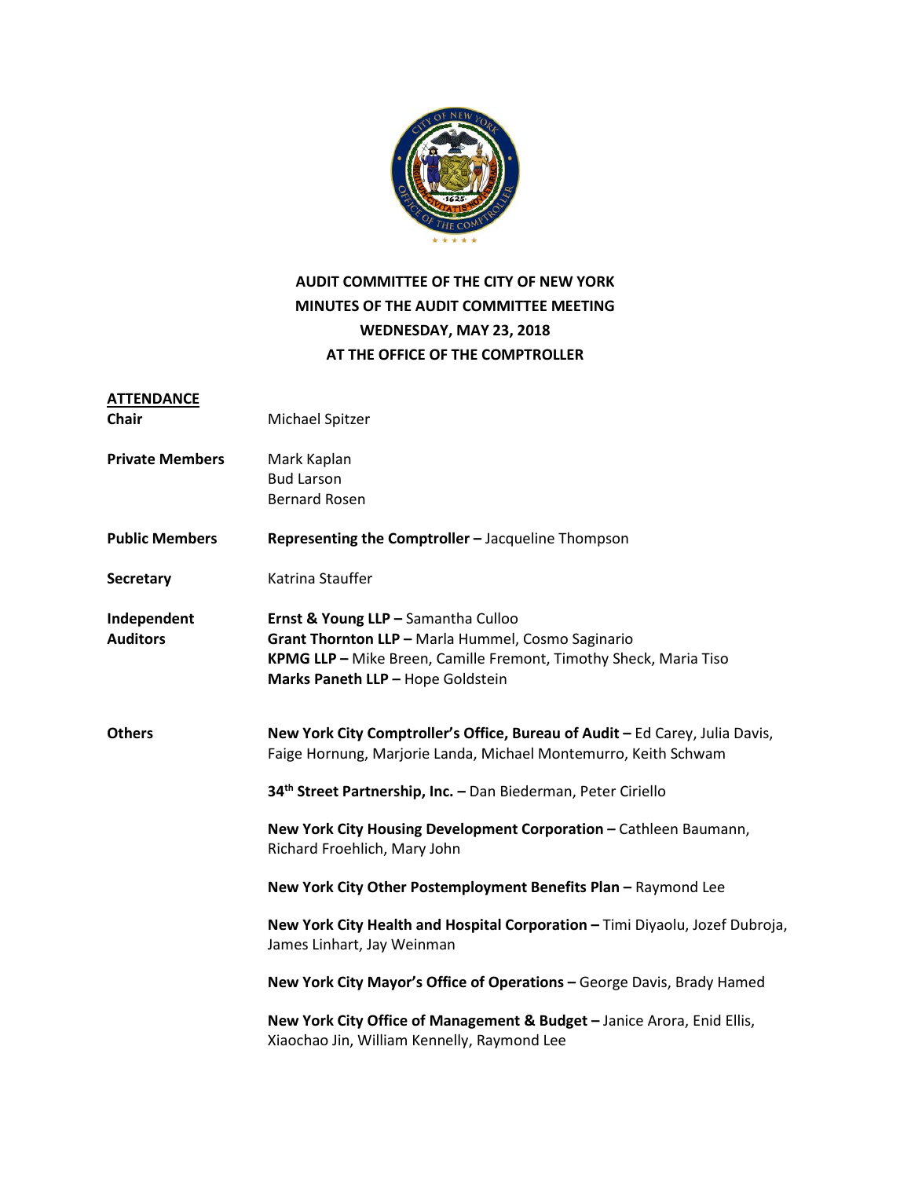# AUDIT COMMITTEE OF THE CITY OF NEW YORK
## MINUTES OF THE AUDIT COMMITTEE MEETING
## WEDNESDAY, MAY 23, 2018
## AT THE OFFICE OF THE COMPTROLLER

**ATTENDANCE**

**Chair** Michael Spitzer

**Private Members** Mark Kaplan
Bud Larson
Bernard Rosen

**Public Members** **Representing the Comptroller –** Jacqueline Thompson

**Secretary** Katrina Stauffer

**Independent Auditors**
**Ernst & Young LLP –** Samantha Culloo
**Grant Thornton LLP –** Marla Hummel, Cosmo Saginario
**KPMG LLP –** Mike Breen, Camille Fremont, Timothy Sheck, Maria Tiso
**Marks Paneth LLP –** Hope Goldstein

**Others**
**New York City Comptroller's Office, Bureau of Audit –** Ed Carey, Julia Davis, Faige Hornung, Marjorie Landa, Michael Montemurro, Keith Schwam

**34th Street Partnership, Inc. –** Dan Biederman, Peter Ciriello

**New York City Housing Development Corporation –** Cathleen Baumann, Richard Froehlich, Mary John

**New York City Other Postemployment Benefits Plan –** Raymond Lee

**New York City Health and Hospital Corporation –** Timi Diyaolu, Jozef Dubroja, James Linhart, Jay Weinman

**New York City Mayor's Office of Operations –** George Davis, Brady Hamed

**New York City Office of Management & Budget –** Janice Arora, Enid Ellis, Xiaochao Jin, William Kennelly, Raymond Lee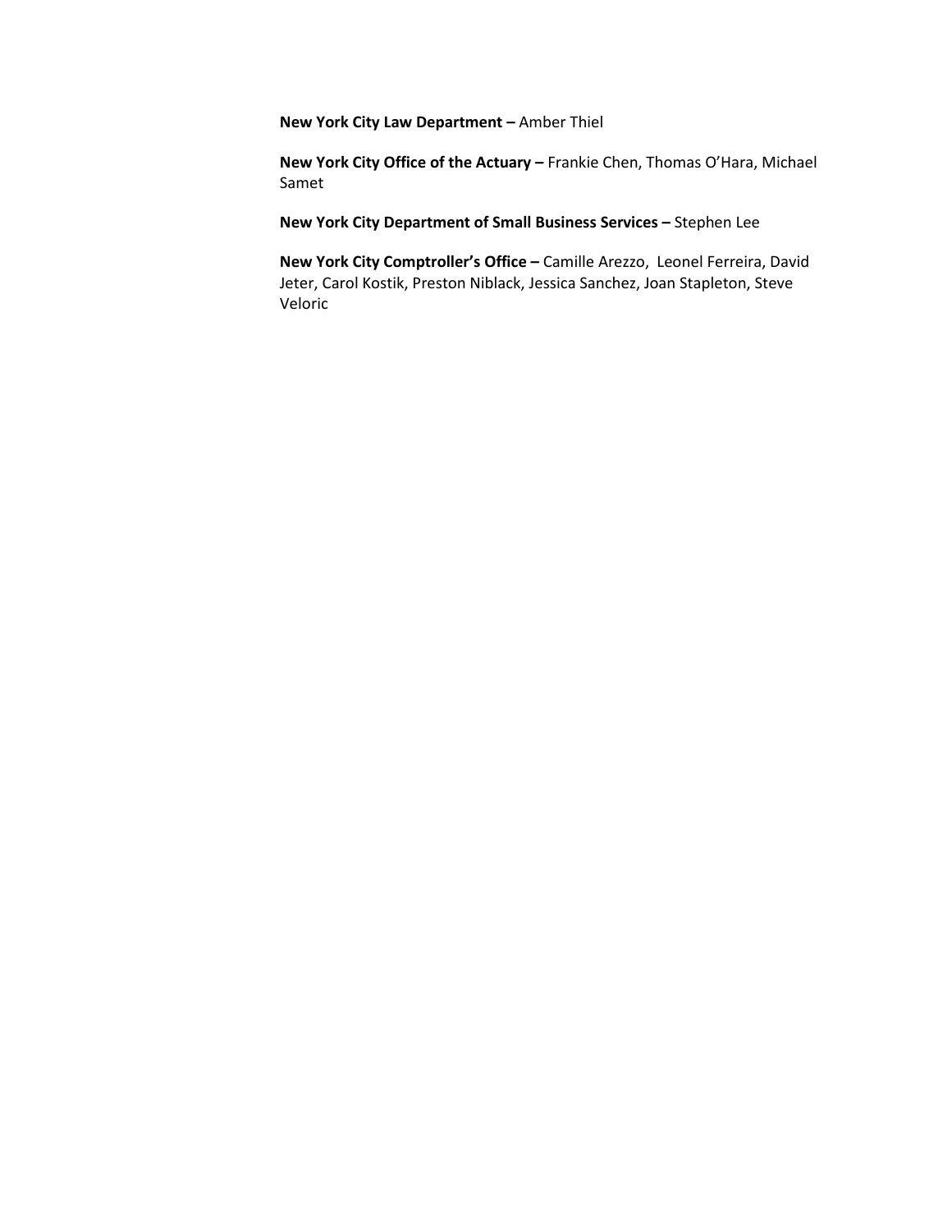**New York City Law Department –** Amber Thiel

**New York City Office of the Actuary –** Frankie Chen, Thomas O'Hara, Michael Samet

**New York City Department of Small Business Services –** Stephen Lee

**New York City Comptroller's Office –** Camille Arezzo, Leonel Ferreira, David Jeter, Carol Kostik, Preston Niblack, Jessica Sanchez, Joan Stapleton, Steve Veloric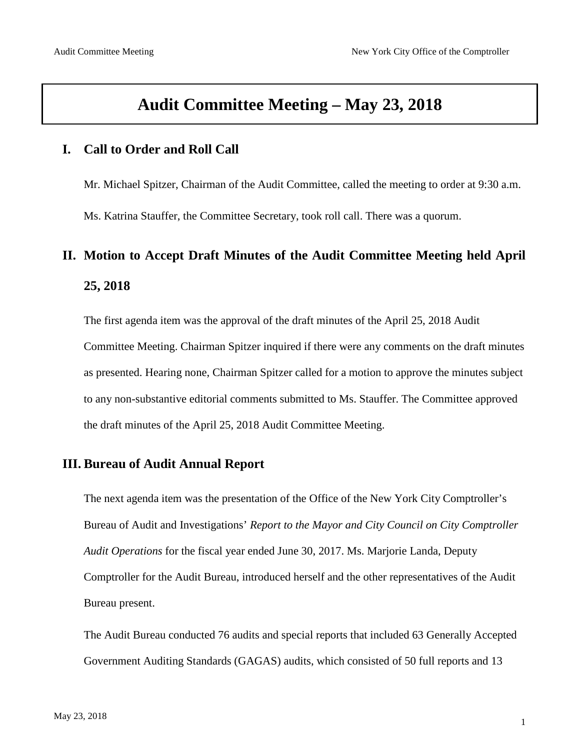# Audit Committee Meeting – May 23, 2018

## I. Call to Order and Roll Call

Mr. Michael Spitzer, Chairman of the Audit Committee, called the meeting to order at 9:30 a.m.

Ms. Katrina Stauffer, the Committee Secretary, took roll call. There was a quorum.

## II. Motion to Accept Draft Minutes of the Audit Committee Meeting held April 25, 2018

The first agenda item was the approval of the draft minutes of the April 25, 2018 Audit Committee Meeting. Chairman Spitzer inquired if there were any comments on the draft minutes as presented. Hearing none, Chairman Spitzer called for a motion to approve the minutes subject to any non-substantive editorial comments submitted to Ms. Stauffer. The Committee approved the draft minutes of the April 25, 2018 Audit Committee Meeting.

## III. Bureau of Audit Annual Report

The next agenda item was the presentation of the Office of the New York City Comptroller's Bureau of Audit and Investigations' *Report to the Mayor and City Council on City Comptroller Audit Operations* for the fiscal year ended June 30, 2017. Ms. Marjorie Landa, Deputy Comptroller for the Audit Bureau, introduced herself and the other representatives of the Audit Bureau present.

The Audit Bureau conducted 76 audits and special reports that included 63 Generally Accepted Government Auditing Standards (GAGAS) audits, which consisted of 50 full reports and 13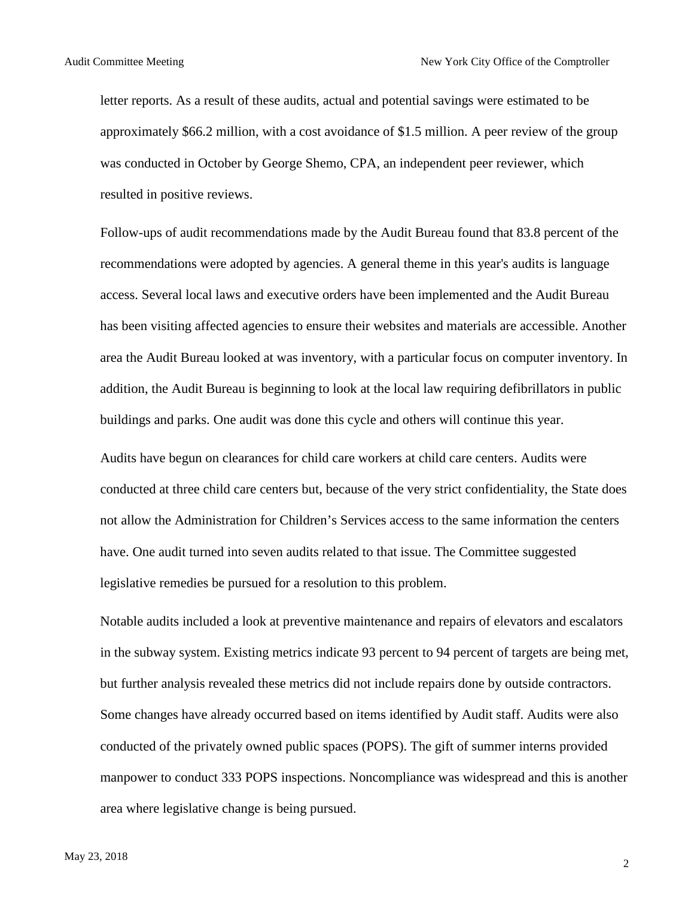letter reports. As a result of these audits, actual and potential savings were estimated to be approximately $66.2 million, with a cost avoidance of $1.5 million. A peer review of the group was conducted in October by George Shemo, CPA, an independent peer reviewer, which resulted in positive reviews.

Follow-ups of audit recommendations made by the Audit Bureau found that 83.8 percent of the recommendations were adopted by agencies. A general theme in this year's audits is language access. Several local laws and executive orders have been implemented and the Audit Bureau has been visiting affected agencies to ensure their websites and materials are accessible. Another area the Audit Bureau looked at was inventory, with a particular focus on computer inventory. In addition, the Audit Bureau is beginning to look at the local law requiring defibrillators in public buildings and parks. One audit was done this cycle and others will continue this year.

Audits have begun on clearances for child care workers at child care centers. Audits were conducted at three child care centers but, because of the very strict confidentiality, the State does not allow the Administration for Children's Services access to the same information the centers have. One audit turned into seven audits related to that issue. The Committee suggested legislative remedies be pursued for a resolution to this problem.

Notable audits included a look at preventive maintenance and repairs of elevators and escalators in the subway system. Existing metrics indicate 93 percent to 94 percent of targets are being met, but further analysis revealed these metrics did not include repairs done by outside contractors. Some changes have already occurred based on items identified by Audit staff. Audits were also conducted of the privately owned public spaces (POPS). The gift of summer interns provided manpower to conduct 333 POPS inspections. Noncompliance was widespread and this is another area where legislative change is being pursued.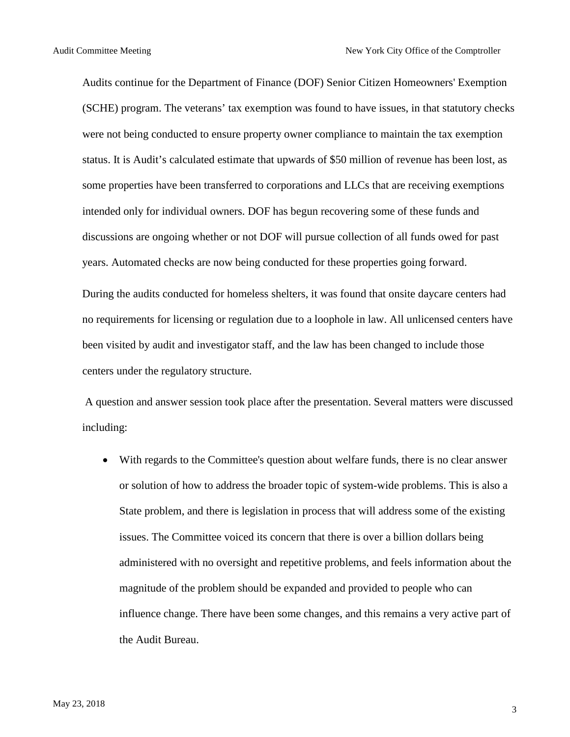Audits continue for the Department of Finance (DOF) Senior Citizen Homeowners' Exemption (SCHE) program. The veterans' tax exemption was found to have issues, in that statutory checks were not being conducted to ensure property owner compliance to maintain the tax exemption status. It is Audit's calculated estimate that upwards of $50 million of revenue has been lost, as some properties have been transferred to corporations and LLCs that are receiving exemptions intended only for individual owners. DOF has begun recovering some of these funds and discussions are ongoing whether or not DOF will pursue collection of all funds owed for past years. Automated checks are now being conducted for these properties going forward.

During the audits conducted for homeless shelters, it was found that onsite daycare centers had no requirements for licensing or regulation due to a loophole in law. All unlicensed centers have been visited by audit and investigator staff, and the law has been changed to include those centers under the regulatory structure.

A question and answer session took place after the presentation. Several matters were discussed including:

- With regards to the Committee's question about welfare funds, there is no clear answer or solution of how to address the broader topic of system-wide problems. This is also a State problem, and there is legislation in process that will address some of the existing issues. The Committee voiced its concern that there is over a billion dollars being administered with no oversight and repetitive problems, and feels information about the magnitude of the problem should be expanded and provided to people who can influence change. There have been some changes, and this remains a very active part of the Audit Bureau.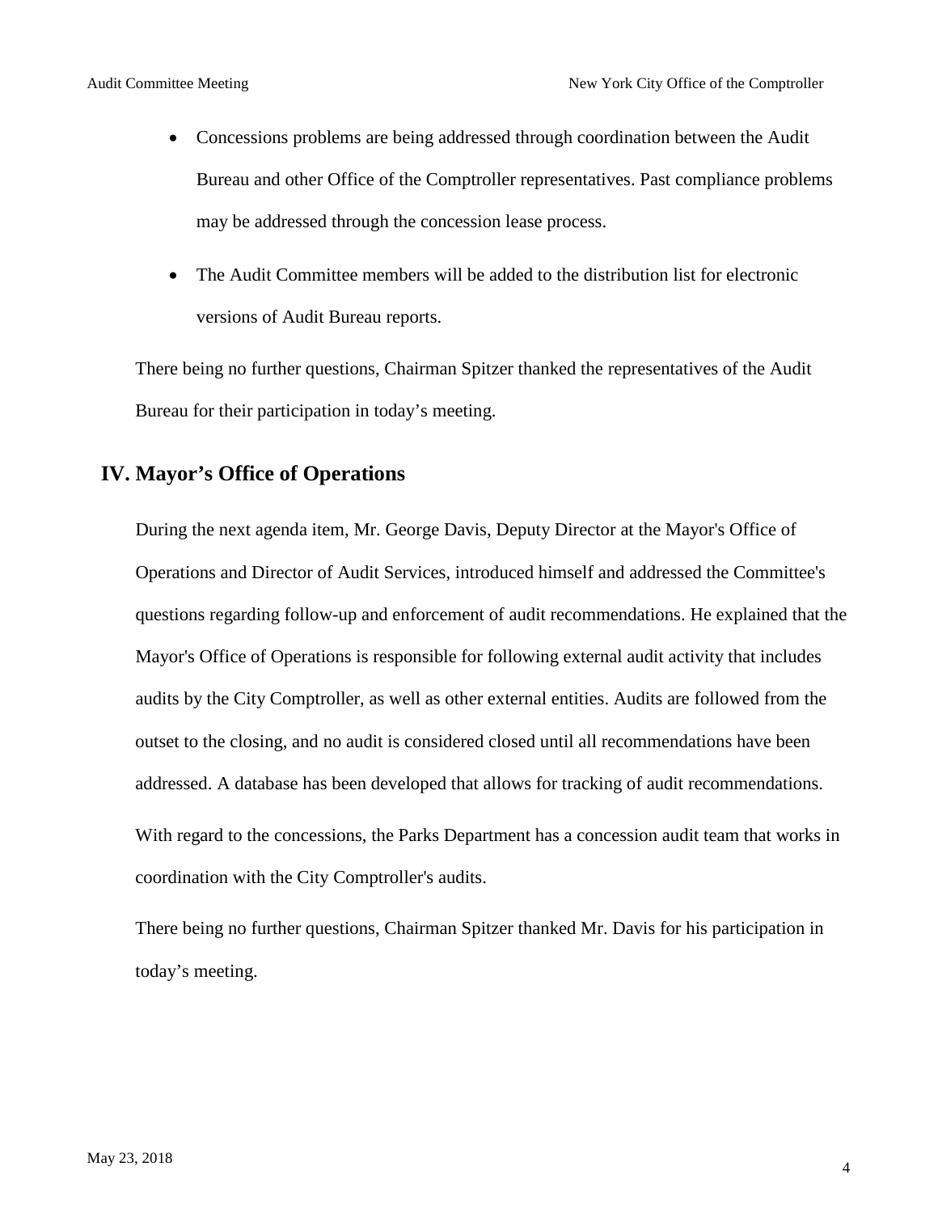- Concessions problems are being addressed through coordination between the Audit Bureau and other Office of the Comptroller representatives. Past compliance problems may be addressed through the concession lease process.
- The Audit Committee members will be added to the distribution list for electronic versions of Audit Bureau reports.

There being no further questions, Chairman Spitzer thanked the representatives of the Audit Bureau for their participation in today's meeting.

## IV. Mayor's Office of Operations

During the next agenda item, Mr. George Davis, Deputy Director at the Mayor's Office of Operations and Director of Audit Services, introduced himself and addressed the Committee's questions regarding follow-up and enforcement of audit recommendations. He explained that the Mayor's Office of Operations is responsible for following external audit activity that includes audits by the City Comptroller, as well as other external entities. Audits are followed from the outset to the closing, and no audit is considered closed until all recommendations have been addressed. A database has been developed that allows for tracking of audit recommendations.

With regard to the concessions, the Parks Department has a concession audit team that works in coordination with the City Comptroller's audits.

There being no further questions, Chairman Spitzer thanked Mr. Davis for his participation in today's meeting.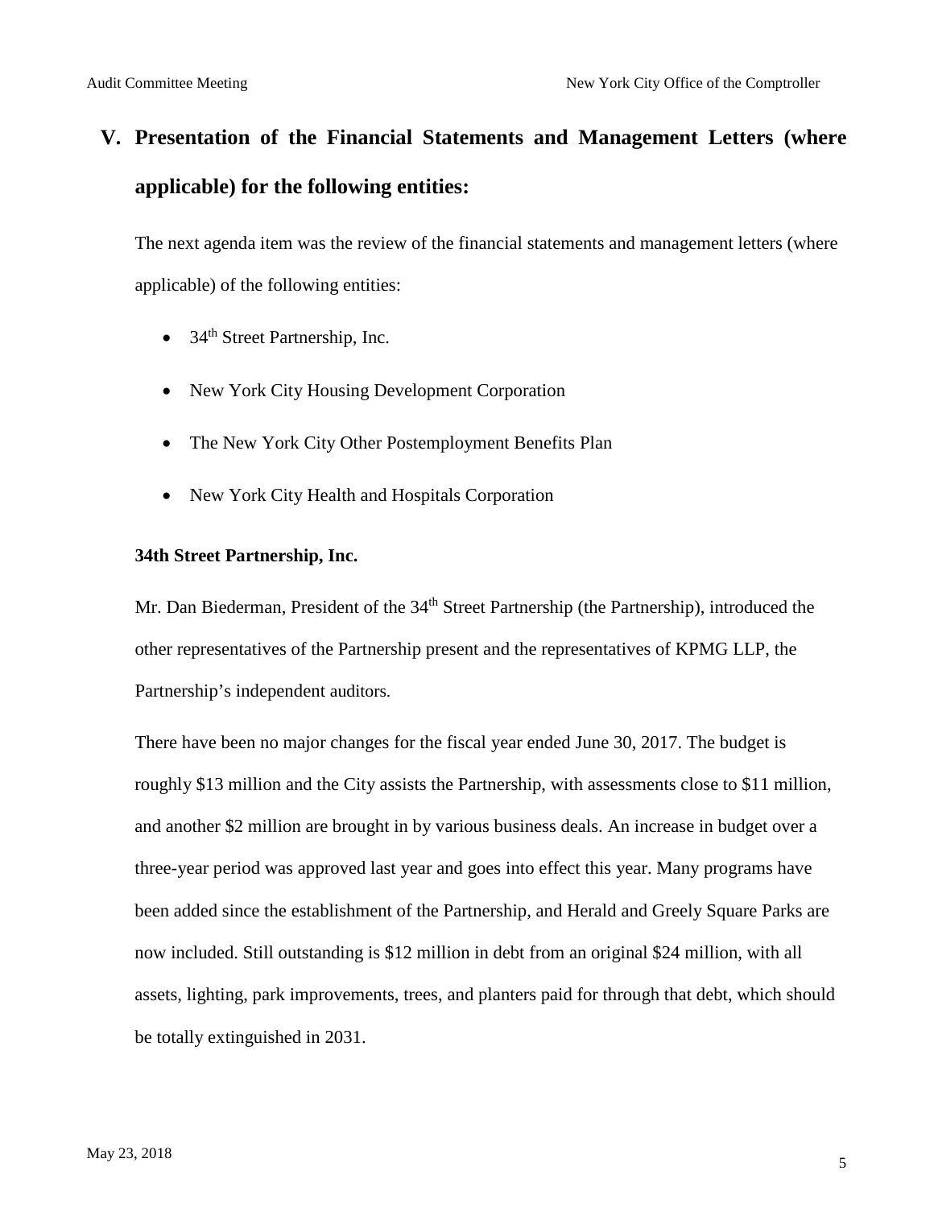## V. Presentation of the Financial Statements and Management Letters (where applicable) for the following entities:

The next agenda item was the review of the financial statements and management letters (where applicable) of the following entities:

- 34th Street Partnership, Inc.
- New York City Housing Development Corporation
- The New York City Other Postemployment Benefits Plan
- New York City Health and Hospitals Corporation

**34th Street Partnership, Inc.**

Mr. Dan Biederman, President of the 34th Street Partnership (the Partnership), introduced the other representatives of the Partnership present and the representatives of KPMG LLP, the Partnership's independent auditors.

There have been no major changes for the fiscal year ended June 30, 2017. The budget is roughly $13 million and the City assists the Partnership, with assessments close to $11 million, and another $2 million are brought in by various business deals. An increase in budget over a three-year period was approved last year and goes into effect this year. Many programs have been added since the establishment of the Partnership, and Herald and Greely Square Parks are now included. Still outstanding is $12 million in debt from an original $24 million, with all assets, lighting, park improvements, trees, and planters paid for through that debt, which should be totally extinguished in 2031.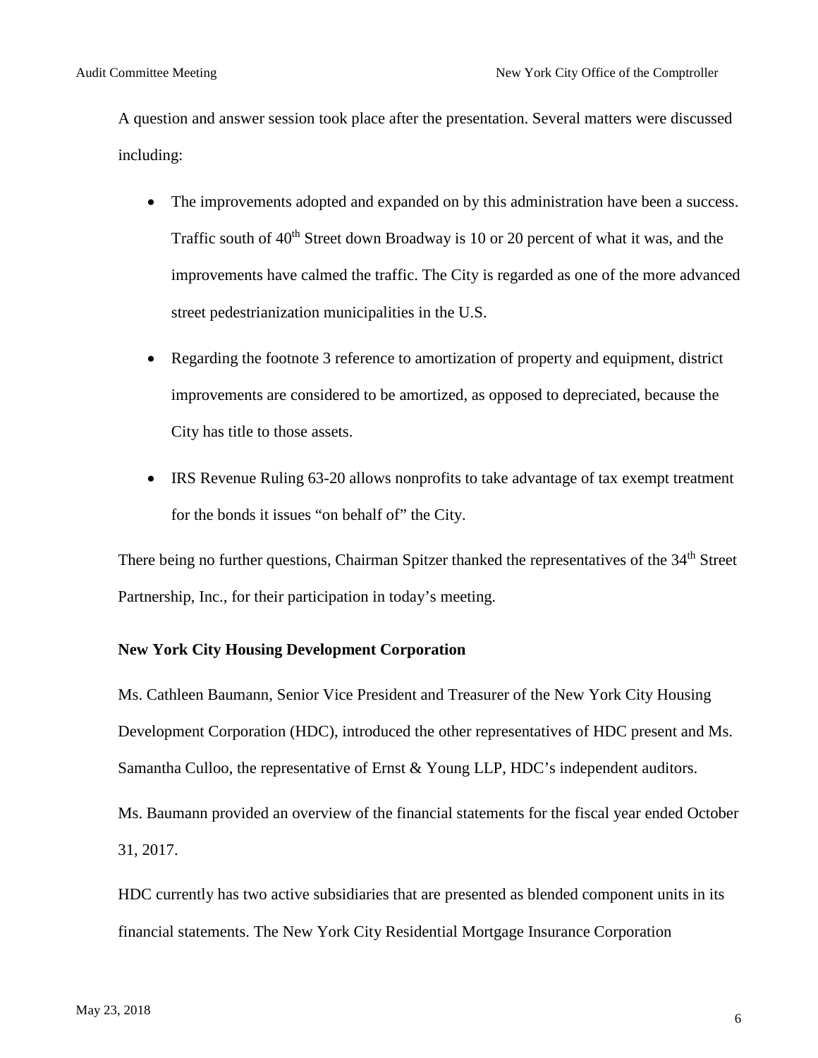A question and answer session took place after the presentation. Several matters were discussed including:

- The improvements adopted and expanded on by this administration have been a success. Traffic south of 40th Street down Broadway is 10 or 20 percent of what it was, and the improvements have calmed the traffic. The City is regarded as one of the more advanced street pedestrianization municipalities in the U.S.
- Regarding the footnote 3 reference to amortization of property and equipment, district improvements are considered to be amortized, as opposed to depreciated, because the City has title to those assets.
- IRS Revenue Ruling 63-20 allows nonprofits to take advantage of tax exempt treatment for the bonds it issues "on behalf of" the City.

There being no further questions, Chairman Spitzer thanked the representatives of the 34th Street Partnership, Inc., for their participation in today's meeting.

**New York City Housing Development Corporation**

Ms. Cathleen Baumann, Senior Vice President and Treasurer of the New York City Housing Development Corporation (HDC), introduced the other representatives of HDC present and Ms. Samantha Culloo, the representative of Ernst & Young LLP, HDC's independent auditors.

Ms. Baumann provided an overview of the financial statements for the fiscal year ended October 31, 2017.

HDC currently has two active subsidiaries that are presented as blended component units in its financial statements. The New York City Residential Mortgage Insurance Corporation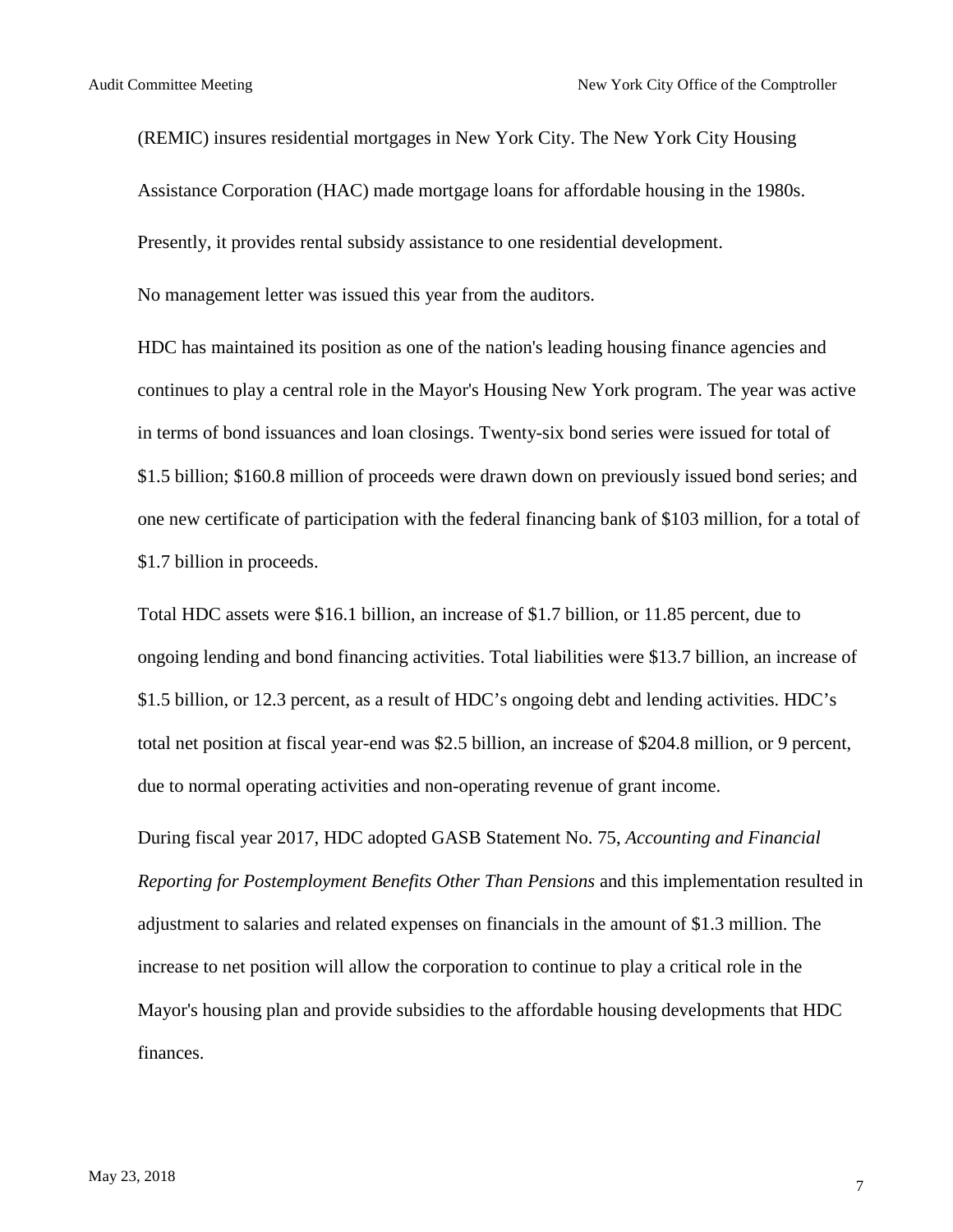(REMIC) insures residential mortgages in New York City. The New York City Housing Assistance Corporation (HAC) made mortgage loans for affordable housing in the 1980s. Presently, it provides rental subsidy assistance to one residential development.

No management letter was issued this year from the auditors.

HDC has maintained its position as one of the nation's leading housing finance agencies and continues to play a central role in the Mayor's Housing New York program. The year was active in terms of bond issuances and loan closings. Twenty-six bond series were issued for total of $1.5 billion; $160.8 million of proceeds were drawn down on previously issued bond series; and one new certificate of participation with the federal financing bank of $103 million, for a total of $1.7 billion in proceeds.

Total HDC assets were $16.1 billion, an increase of $1.7 billion, or 11.85 percent, due to ongoing lending and bond financing activities. Total liabilities were $13.7 billion, an increase of $1.5 billion, or 12.3 percent, as a result of HDC's ongoing debt and lending activities. HDC's total net position at fiscal year-end was $2.5 billion, an increase of $204.8 million, or 9 percent, due to normal operating activities and non-operating revenue of grant income.

During fiscal year 2017, HDC adopted GASB Statement No. 75, *Accounting and Financial Reporting for Postemployment Benefits Other Than Pensions* and this implementation resulted in adjustment to salaries and related expenses on financials in the amount of $1.3 million. The increase to net position will allow the corporation to continue to play a critical role in the Mayor's housing plan and provide subsidies to the affordable housing developments that HDC finances.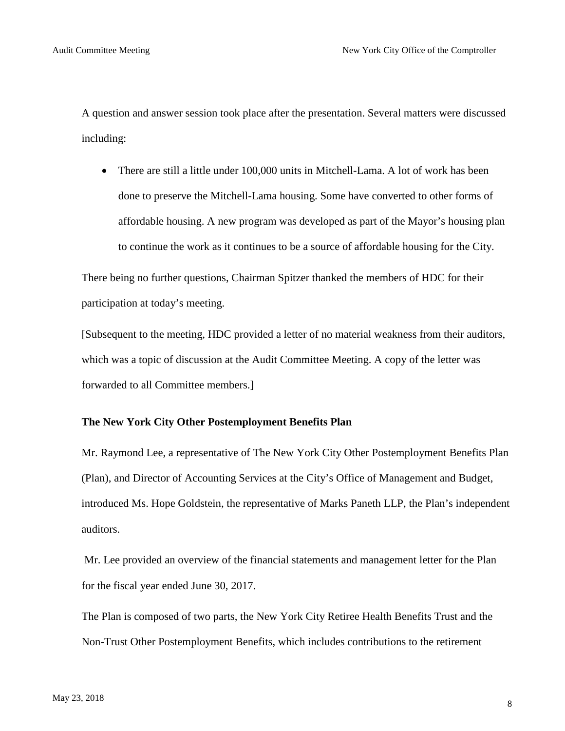A question and answer session took place after the presentation. Several matters were discussed including:

- There are still a little under 100,000 units in Mitchell-Lama. A lot of work has been done to preserve the Mitchell-Lama housing. Some have converted to other forms of affordable housing. A new program was developed as part of the Mayor's housing plan to continue the work as it continues to be a source of affordable housing for the City.

There being no further questions, Chairman Spitzer thanked the members of HDC for their participation at today's meeting.

[Subsequent to the meeting, HDC provided a letter of no material weakness from their auditors, which was a topic of discussion at the Audit Committee Meeting. A copy of the letter was forwarded to all Committee members.]

**The New York City Other Postemployment Benefits Plan**

Mr. Raymond Lee, a representative of The New York City Other Postemployment Benefits Plan (Plan), and Director of Accounting Services at the City's Office of Management and Budget, introduced Ms. Hope Goldstein, the representative of Marks Paneth LLP, the Plan's independent auditors.

Mr. Lee provided an overview of the financial statements and management letter for the Plan for the fiscal year ended June 30, 2017.

The Plan is composed of two parts, the New York City Retiree Health Benefits Trust and the Non-Trust Other Postemployment Benefits, which includes contributions to the retirement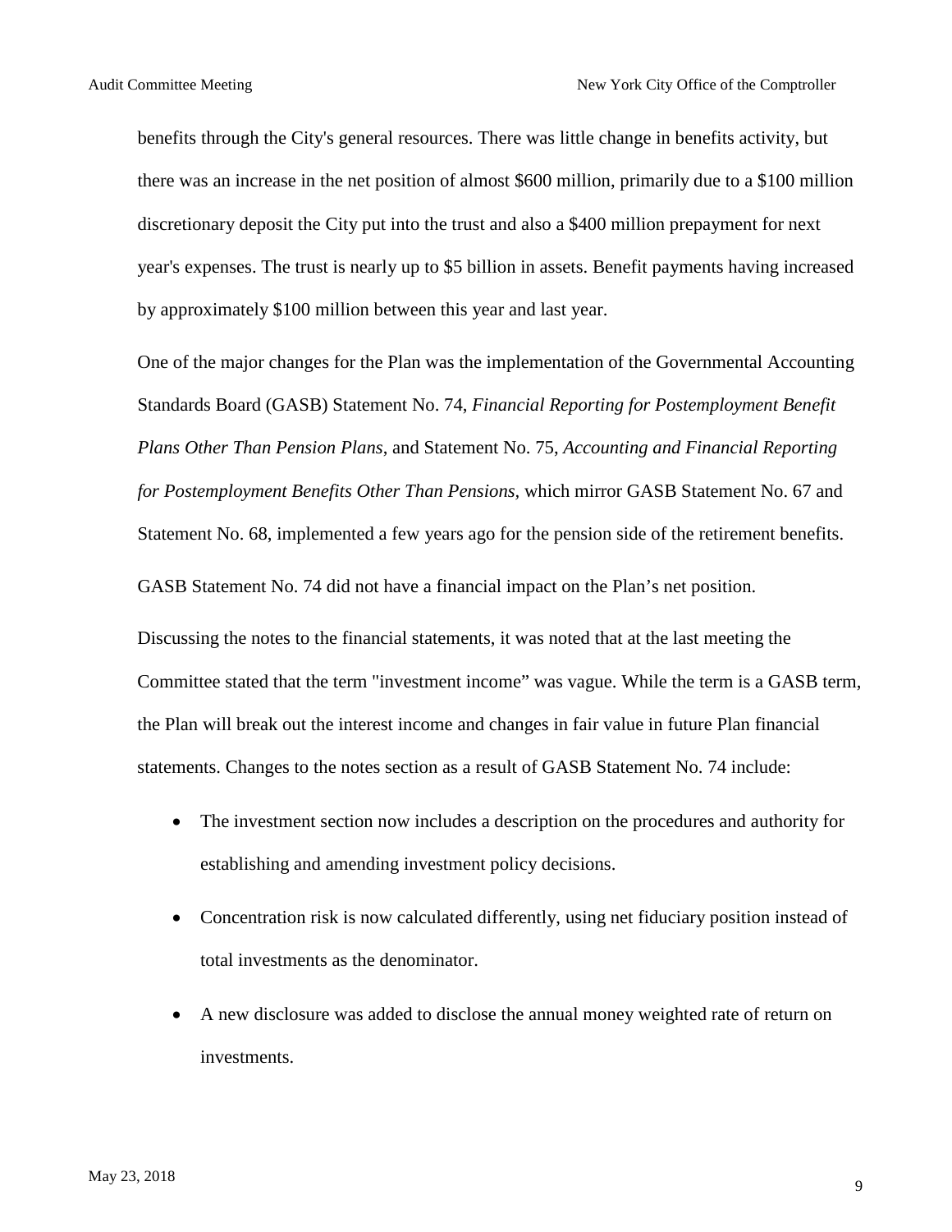benefits through the City's general resources. There was little change in benefits activity, but there was an increase in the net position of almost $600 million, primarily due to a $100 million discretionary deposit the City put into the trust and also a $400 million prepayment for next year's expenses. The trust is nearly up to $5 billion in assets. Benefit payments having increased by approximately $100 million between this year and last year.

One of the major changes for the Plan was the implementation of the Governmental Accounting Standards Board (GASB) Statement No. 74, *Financial Reporting for Postemployment Benefit Plans Other Than Pension Plans*, and Statement No. 75, *Accounting and Financial Reporting for Postemployment Benefits Other Than Pensions,* which mirror GASB Statement No. 67 and Statement No. 68, implemented a few years ago for the pension side of the retirement benefits.

GASB Statement No. 74 did not have a financial impact on the Plan's net position.

Discussing the notes to the financial statements, it was noted that at the last meeting the Committee stated that the term "investment income" was vague. While the term is a GASB term, the Plan will break out the interest income and changes in fair value in future Plan financial statements. Changes to the notes section as a result of GASB Statement No. 74 include:

- The investment section now includes a description on the procedures and authority for establishing and amending investment policy decisions.
- Concentration risk is now calculated differently, using net fiduciary position instead of total investments as the denominator.
- A new disclosure was added to disclose the annual money weighted rate of return on investments.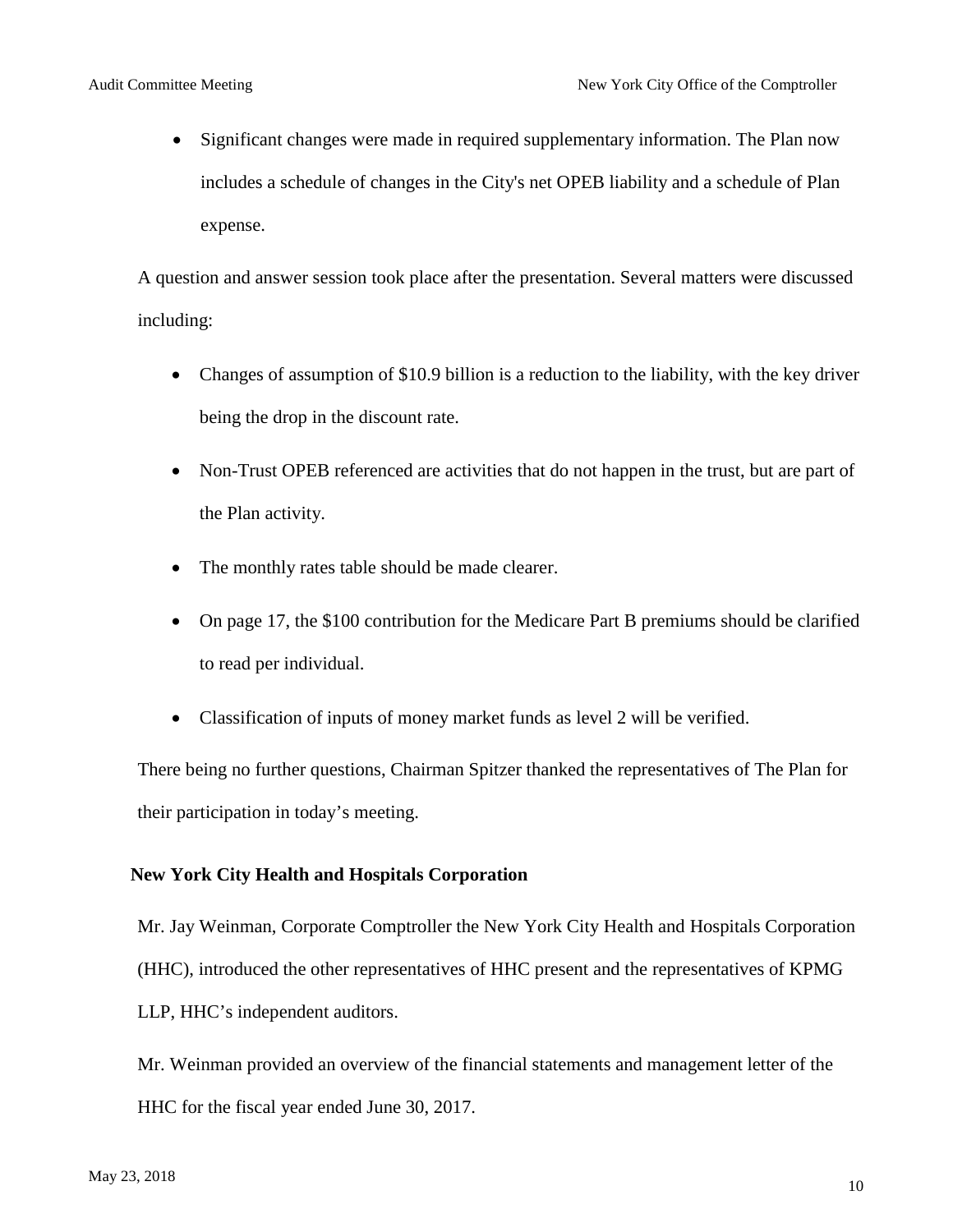- Significant changes were made in required supplementary information. The Plan now includes a schedule of changes in the City's net OPEB liability and a schedule of Plan expense.

A question and answer session took place after the presentation. Several matters were discussed including:

- Changes of assumption of $10.9 billion is a reduction to the liability, with the key driver being the drop in the discount rate.
- Non-Trust OPEB referenced are activities that do not happen in the trust, but are part of the Plan activity.
- The monthly rates table should be made clearer.
- On page 17, the $100 contribution for the Medicare Part B premiums should be clarified to read per individual.
- Classification of inputs of money market funds as level 2 will be verified.

There being no further questions, Chairman Spitzer thanked the representatives of The Plan for their participation in today's meeting.

**New York City Health and Hospitals Corporation**

Mr. Jay Weinman, Corporate Comptroller the New York City Health and Hospitals Corporation (HHC), introduced the other representatives of HHC present and the representatives of KPMG LLP, HHC's independent auditors.

Mr. Weinman provided an overview of the financial statements and management letter of the HHC for the fiscal year ended June 30, 2017.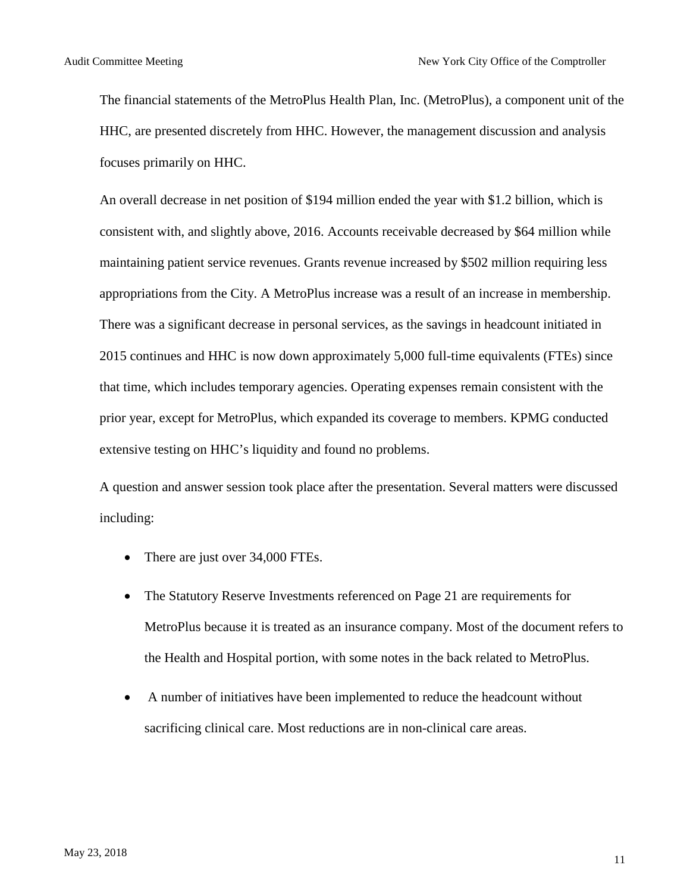The financial statements of the MetroPlus Health Plan, Inc. (MetroPlus), a component unit of the HHC, are presented discretely from HHC. However, the management discussion and analysis focuses primarily on HHC.

An overall decrease in net position of $194 million ended the year with $1.2 billion, which is consistent with, and slightly above, 2016. Accounts receivable decreased by $64 million while maintaining patient service revenues. Grants revenue increased by $502 million requiring less appropriations from the City. A MetroPlus increase was a result of an increase in membership. There was a significant decrease in personal services, as the savings in headcount initiated in 2015 continues and HHC is now down approximately 5,000 full-time equivalents (FTEs) since that time, which includes temporary agencies. Operating expenses remain consistent with the prior year, except for MetroPlus, which expanded its coverage to members. KPMG conducted extensive testing on HHC's liquidity and found no problems.

A question and answer session took place after the presentation. Several matters were discussed including:

- There are just over 34,000 FTEs.
- The Statutory Reserve Investments referenced on Page 21 are requirements for MetroPlus because it is treated as an insurance company. Most of the document refers to the Health and Hospital portion, with some notes in the back related to MetroPlus.
- A number of initiatives have been implemented to reduce the headcount without sacrificing clinical care. Most reductions are in non-clinical care areas.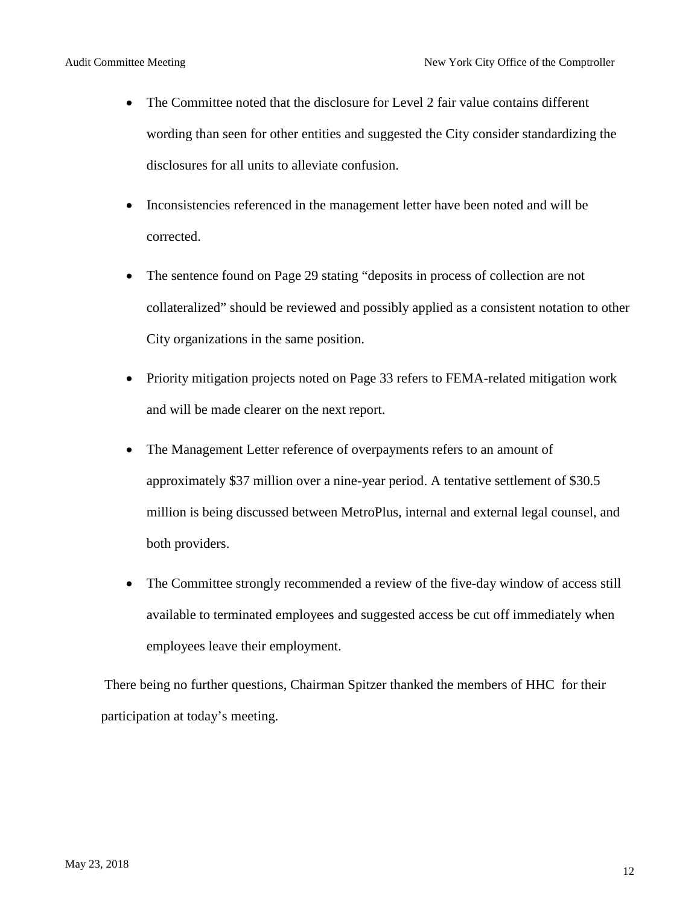- The Committee noted that the disclosure for Level 2 fair value contains different wording than seen for other entities and suggested the City consider standardizing the disclosures for all units to alleviate confusion.
- Inconsistencies referenced in the management letter have been noted and will be corrected.
- The sentence found on Page 29 stating "deposits in process of collection are not collateralized" should be reviewed and possibly applied as a consistent notation to other City organizations in the same position.
- Priority mitigation projects noted on Page 33 refers to FEMA-related mitigation work and will be made clearer on the next report.
- The Management Letter reference of overpayments refers to an amount of approximately $37 million over a nine-year period. A tentative settlement of $30.5 million is being discussed between MetroPlus, internal and external legal counsel, and both providers.
- The Committee strongly recommended a review of the five-day window of access still available to terminated employees and suggested access be cut off immediately when employees leave their employment.

There being no further questions, Chairman Spitzer thanked the members of HHC for their participation at today's meeting.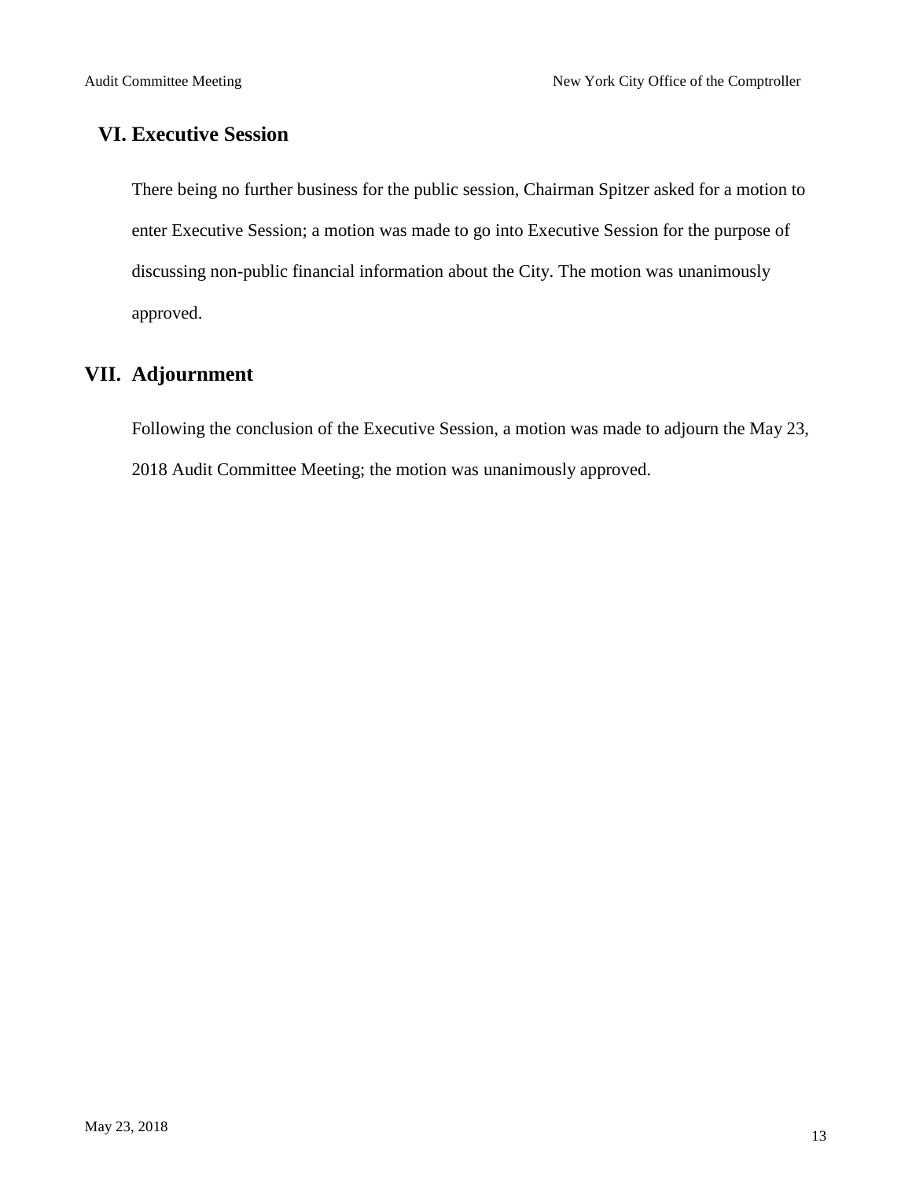## VI. Executive Session

There being no further business for the public session, Chairman Spitzer asked for a motion to enter Executive Session; a motion was made to go into Executive Session for the purpose of discussing non-public financial information about the City. The motion was unanimously approved.

## VII. Adjournment

Following the conclusion of the Executive Session, a motion was made to adjourn the May 23, 2018 Audit Committee Meeting; the motion was unanimously approved.